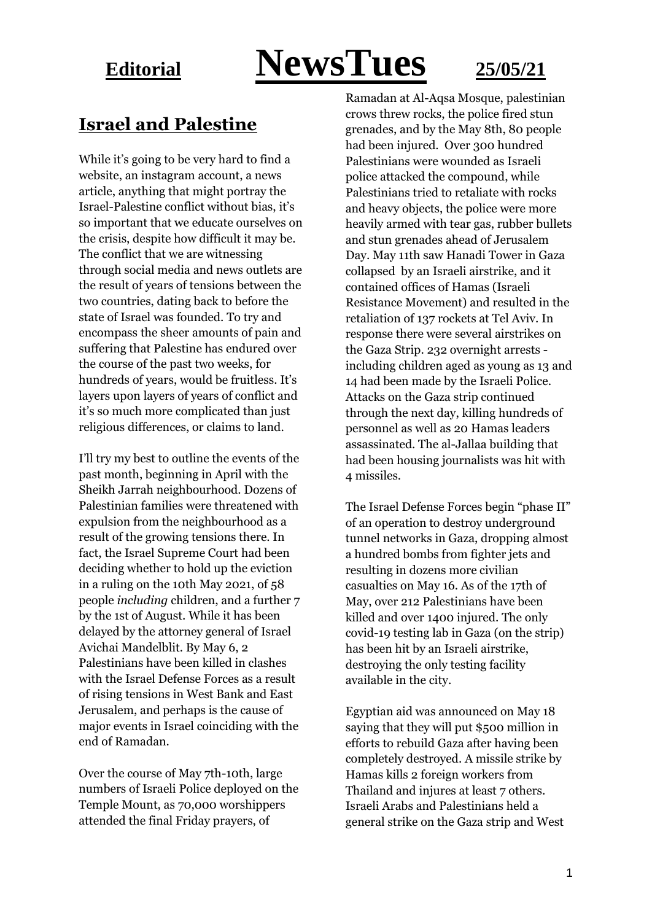**Editorial** **NewsTues** **25/05/21**

## Israel and Palestine

While it's going to be very hard to find a website, an instagram account, a news article, anything that might portray the Israel-Palestine conflict without bias, it's so important that we educate ourselves on the crisis, despite how difficult it may be. The conflict that we are witnessing through social media and news outlets are the result of years of tensions between the two countries, dating back to before the state of Israel was founded. To try and encompass the sheer amounts of pain and suffering that Palestine has endured over the course of the past two weeks, for hundreds of years, would be fruitless. It's layers upon layers of years of conflict and it's so much more complicated than just religious differences, or claims to land.

I'll try my best to outline the events of the past month, beginning in April with the Sheikh Jarrah neighbourhood. Dozens of Palestinian families were threatened with expulsion from the neighbourhood as a result of the growing tensions there. In fact, the Israel Supreme Court had been deciding whether to hold up the eviction in a ruling on the 10th May 2021, of 58 people *including* children, and a further 7 by the 1st of August. While it has been delayed by the attorney general of Israel Avichai Mandelblit. By May 6, 2 Palestinians have been killed in clashes with the Israel Defense Forces as a result of rising tensions in West Bank and East Jerusalem, and perhaps is the cause of major events in Israel coinciding with the end of Ramadan.

Over the course of May 7th-10th, large numbers of Israeli Police deployed on the Temple Mount, as 70,000 worshippers attended the final Friday prayers, of Ramadan at Al-Aqsa Mosque, palestinian crows threw rocks, the police fired stun grenades, and by the May 8th, 80 people had been injured. Over 300 hundred Palestinians were wounded as Israeli police attacked the compound, while Palestinians tried to retaliate with rocks and heavy objects, the police were more heavily armed with tear gas, rubber bullets and stun grenades ahead of Jerusalem Day. May 11th saw Hanadi Tower in Gaza collapsed by an Israeli airstrike, and it contained offices of Hamas (Israeli Resistance Movement) and resulted in the retaliation of 137 rockets at Tel Aviv. In response there were several airstrikes on the Gaza Strip. 232 overnight arrests - including children aged as young as 13 and 14 had been made by the Israeli Police. Attacks on the Gaza strip continued through the next day, killing hundreds of personnel as well as 20 Hamas leaders assassinated. The al-Jallaa building that had been housing journalists was hit with 4 missiles.

The Israel Defense Forces begin "phase II" of an operation to destroy underground tunnel networks in Gaza, dropping almost a hundred bombs from fighter jets and resulting in dozens more civilian casualties on May 16. As of the 17th of May, over 212 Palestinians have been killed and over 1400 injured. The only covid-19 testing lab in Gaza (on the strip) has been hit by an Israeli airstrike, destroying the only testing facility available in the city.

Egyptian aid was announced on May 18 saying that they will put $500 million in efforts to rebuild Gaza after having been completely destroyed. A missile strike by Hamas kills 2 foreign workers from Thailand and injures at least 7 others. Israeli Arabs and Palestinians held a general strike on the Gaza strip and West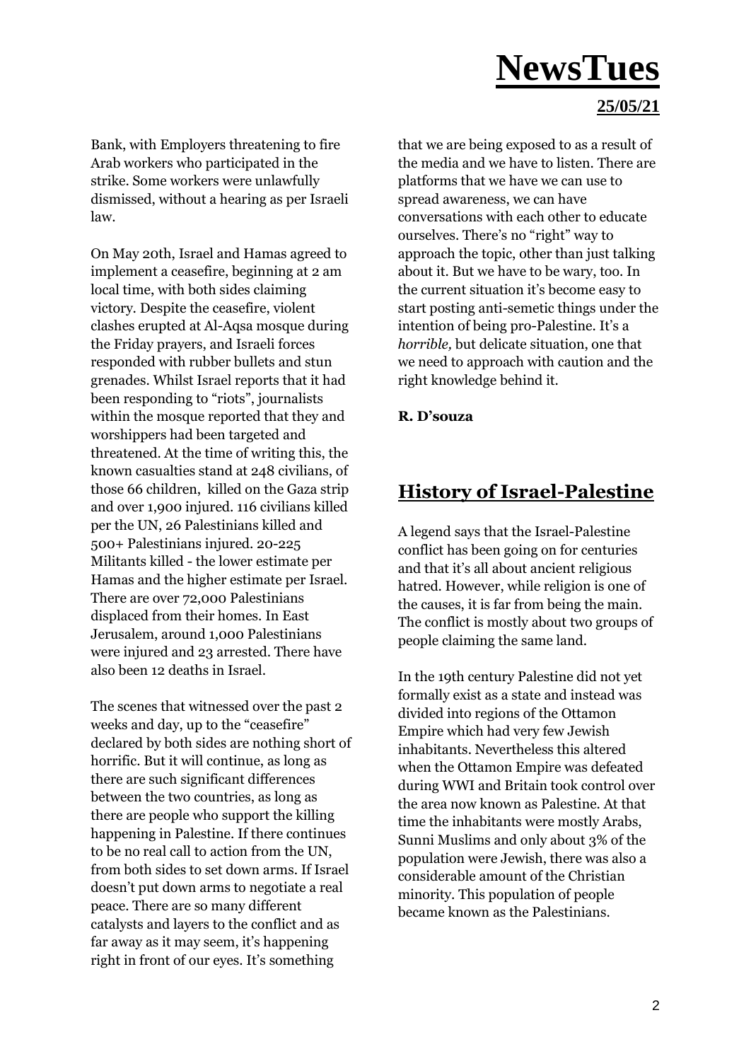Bank, with Employers threatening to fire Arab workers who participated in the strike. Some workers were unlawfully dismissed, without a hearing as per Israeli law.

On May 20th, Israel and Hamas agreed to implement a ceasefire, beginning at 2 am local time, with both sides claiming victory. Despite the ceasefire, violent clashes erupted at Al-Aqsa mosque during the Friday prayers, and Israeli forces responded with rubber bullets and stun grenades. Whilst Israel reports that it had been responding to "riots", journalists within the mosque reported that they and worshippers had been targeted and threatened. At the time of writing this, the known casualties stand at 248 civilians, of those 66 children, killed on the Gaza strip and over 1,900 injured. 116 civilians killed per the UN, 26 Palestinians killed and 500+ Palestinians injured. 20-225 Militants killed - the lower estimate per Hamas and the higher estimate per Israel. There are over 72,000 Palestinians displaced from their homes. In East Jerusalem, around 1,000 Palestinians were injured and 23 arrested. There have also been 12 deaths in Israel.

The scenes that witnessed over the past 2 weeks and day, up to the "ceasefire" declared by both sides are nothing short of horrific. But it will continue, as long as there are such significant differences between the two countries, as long as there are people who support the killing happening in Palestine. If there continues to be no real call to action from the UN, from both sides to set down arms. If Israel doesn't put down arms to negotiate a real peace. There are so many different catalysts and layers to the conflict and as far away as it may seem, it's happening right in front of our eyes. It's something that we are being exposed to as a result of the media and we have to listen. There are platforms that we have we can use to spread awareness, we can have conversations with each other to educate ourselves. There's no "right" way to approach the topic, other than just talking about it. But we have to be wary, too. In the current situation it's become easy to start posting anti-semetic things under the intention of being pro-Palestine. It's a *horrible,* but delicate situation, one that we need to approach with caution and the right knowledge behind it.

**R. D'souza**

## History of Israel-Palestine

A legend says that the Israel-Palestine conflict has been going on for centuries and that it's all about ancient religious hatred. However, while religion is one of the causes, it is far from being the main. The conflict is mostly about two groups of people claiming the same land.

In the 19th century Palestine did not yet formally exist as a state and instead was divided into regions of the Ottamon Empire which had very few Jewish inhabitants. Nevertheless this altered when the Ottamon Empire was defeated during WWI and Britain took control over the area now known as Palestine. At that time the inhabitants were mostly Arabs, Sunni Muslims and only about 3% of the population were Jewish, there was also a considerable amount of the Christian minority. This population of people became known as the Palestinians.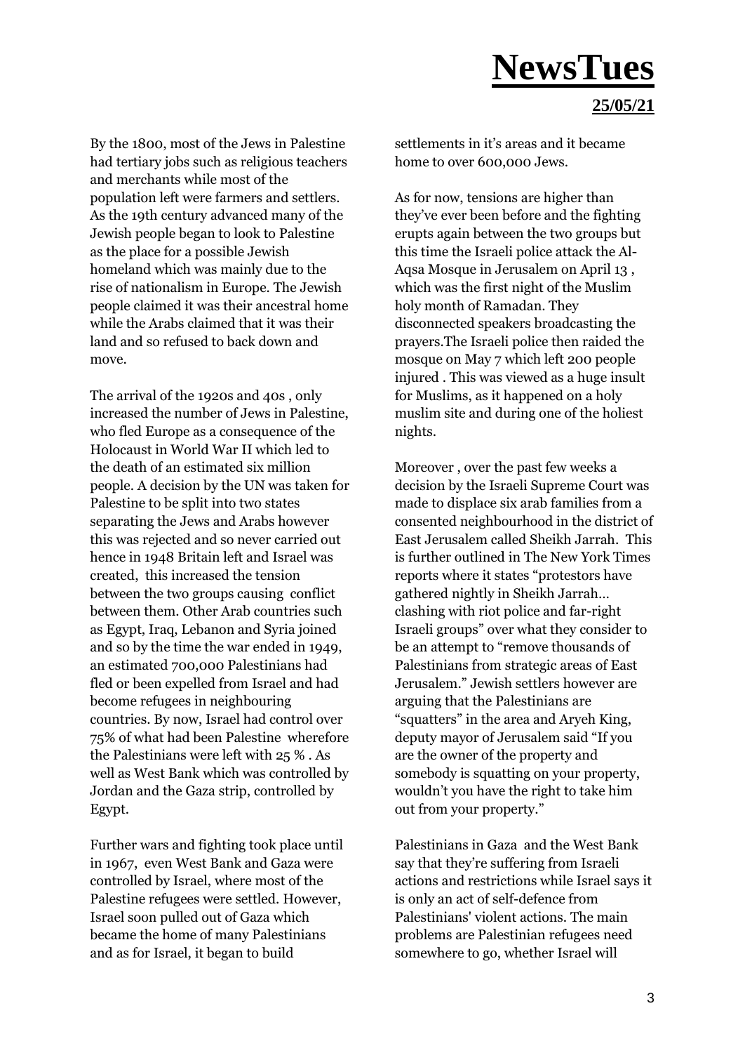By the 1800, most of the Jews in Palestine had tertiary jobs such as religious teachers and merchants while most of the population left were farmers and settlers. As the 19th century advanced many of the Jewish people began to look to Palestine as the place for a possible Jewish homeland which was mainly due to the rise of nationalism in Europe. The Jewish people claimed it was their ancestral home while the Arabs claimed that it was their land and so refused to back down and move.

The arrival of the 1920s and 40s , only increased the number of Jews in Palestine, who fled Europe as a consequence of the Holocaust in World War II which led to the death of an estimated six million people. A decision by the UN was taken for Palestine to be split into two states separating the Jews and Arabs however this was rejected and so never carried out hence in 1948 Britain left and Israel was created, this increased the tension between the two groups causing conflict between them. Other Arab countries such as Egypt, Iraq, Lebanon and Syria joined and so by the time the war ended in 1949, an estimated 700,000 Palestinians had fled or been expelled from Israel and had become refugees in neighbouring countries. By now, Israel had control over 75% of what had been Palestine wherefore the Palestinians were left with 25 % . As well as West Bank which was controlled by Jordan and the Gaza strip, controlled by Egypt.

Further wars and fighting took place until in 1967, even West Bank and Gaza were controlled by Israel, where most of the Palestine refugees were settled. However, Israel soon pulled out of Gaza which became the home of many Palestinians and as for Israel, it began to build settlements in it's areas and it became home to over 600,000 Jews.

As for now, tensions are higher than they've ever been before and the fighting erupts again between the two groups but this time the Israeli police attack the Al-Aqsa Mosque in Jerusalem on April 13 , which was the first night of the Muslim holy month of Ramadan. They disconnected speakers broadcasting the prayers.The Israeli police then raided the mosque on May 7 which left 200 people injured . This was viewed as a huge insult for Muslims, as it happened on a holy muslim site and during one of the holiest nights.

Moreover , over the past few weeks a decision by the Israeli Supreme Court was made to displace six arab families from a consented neighbourhood in the district of East Jerusalem called Sheikh Jarrah. This is further outlined in The New York Times reports where it states "protestors have gathered nightly in Sheikh Jarrah… clashing with riot police and far-right Israeli groups" over what they consider to be an attempt to "remove thousands of Palestinians from strategic areas of East Jerusalem." Jewish settlers however are arguing that the Palestinians are "squatters" in the area and Aryeh King, deputy mayor of Jerusalem said "If you are the owner of the property and somebody is squatting on your property, wouldn't you have the right to take him out from your property."

Palestinians in Gaza and the West Bank say that they're suffering from Israeli actions and restrictions while Israel says it is only an act of self-defence from Palestinians' violent actions. The main problems are Palestinian refugees need somewhere to go, whether Israel will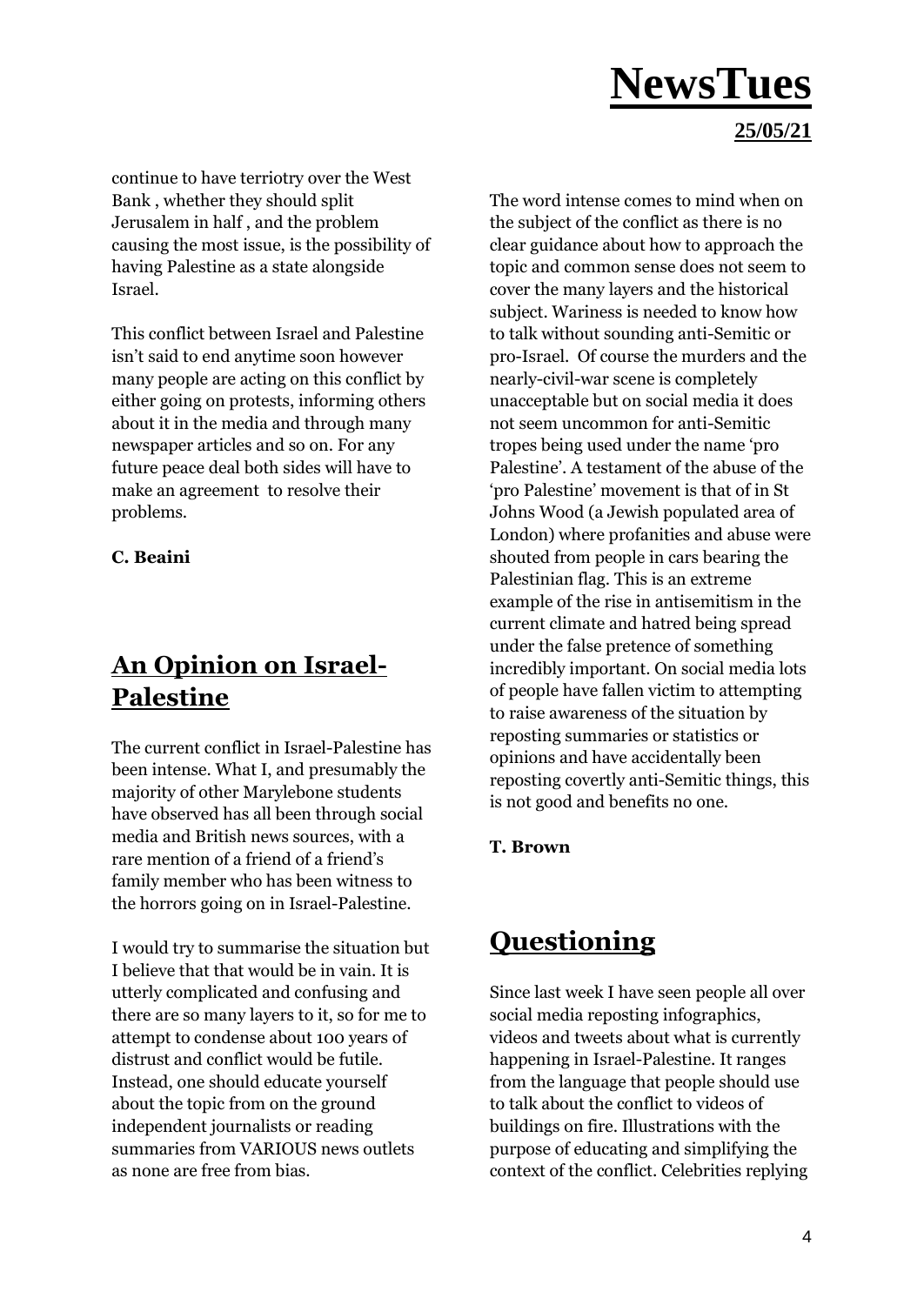continue to have terriotry over the West Bank , whether they should split Jerusalem in half , and the problem causing the most issue, is the possibility of having Palestine as a state alongside Israel.

This conflict between Israel and Palestine isn't said to end anytime soon however many people are acting on this conflict by either going on protests, informing others about it in the media and through many newspaper articles and so on. For any future peace deal both sides will have to make an agreement to resolve their problems.

**C. Beaini**

## An Opinion on Israel-Palestine

The current conflict in Israel-Palestine has been intense. What I, and presumably the majority of other Marylebone students have observed has all been through social media and British news sources, with a rare mention of a friend of a friend's family member who has been witness to the horrors going on in Israel-Palestine.

I would try to summarise the situation but I believe that that would be in vain. It is utterly complicated and confusing and there are so many layers to it, so for me to attempt to condense about 100 years of distrust and conflict would be futile. Instead, one should educate yourself about the topic from on the ground independent journalists or reading summaries from VARIOUS news outlets as none are free from bias.

The word intense comes to mind when on the subject of the conflict as there is no clear guidance about how to approach the topic and common sense does not seem to cover the many layers and the historical subject. Wariness is needed to know how to talk without sounding anti-Semitic or pro-Israel. Of course the murders and the nearly-civil-war scene is completely unacceptable but on social media it does not seem uncommon for anti-Semitic tropes being used under the name 'pro Palestine'. A testament of the abuse of the 'pro Palestine' movement is that of in St Johns Wood (a Jewish populated area of London) where profanities and abuse were shouted from people in cars bearing the Palestinian flag. This is an extreme example of the rise in antisemitism in the current climate and hatred being spread under the false pretence of something incredibly important. On social media lots of people have fallen victim to attempting to raise awareness of the situation by reposting summaries or statistics or opinions and have accidentally been reposting covertly anti-Semitic things, this is not good and benefits no one.

**T. Brown**

## Questioning

Since last week I have seen people all over social media reposting infographics, videos and tweets about what is currently happening in Israel-Palestine. It ranges from the language that people should use to talk about the conflict to videos of buildings on fire. Illustrations with the purpose of educating and simplifying the context of the conflict. Celebrities replying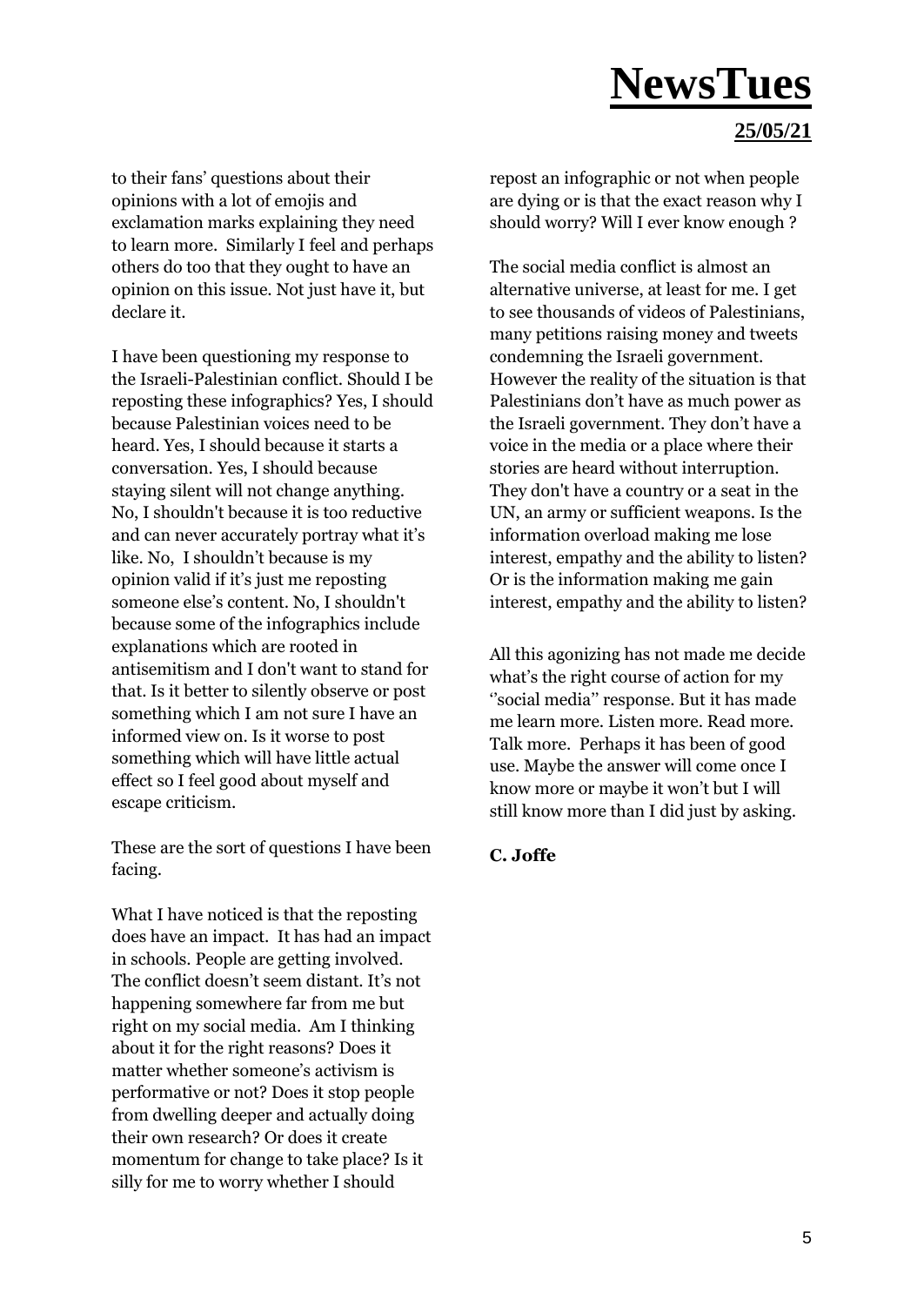to their fans' questions about their opinions with a lot of emojis and exclamation marks explaining they need to learn more. Similarly I feel and perhaps others do too that they ought to have an opinion on this issue. Not just have it, but declare it.

I have been questioning my response to the Israeli-Palestinian conflict. Should I be reposting these infographics? Yes, I should because Palestinian voices need to be heard. Yes, I should because it starts a conversation. Yes, I should because staying silent will not change anything. No, I shouldn't because it is too reductive and can never accurately portray what it's like. No, I shouldn't because is my opinion valid if it's just me reposting someone else's content. No, I shouldn't because some of the infographics include explanations which are rooted in antisemitism and I don't want to stand for that. Is it better to silently observe or post something which I am not sure I have an informed view on. Is it worse to post something which will have little actual effect so I feel good about myself and escape criticism.

These are the sort of questions I have been facing.

What I have noticed is that the reposting does have an impact. It has had an impact in schools. People are getting involved. The conflict doesn't seem distant. It's not happening somewhere far from me but right on my social media. Am I thinking about it for the right reasons? Does it matter whether someone's activism is performative or not? Does it stop people from dwelling deeper and actually doing their own research? Or does it create momentum for change to take place? Is it silly for me to worry whether I should repost an infographic or not when people are dying or is that the exact reason why I should worry? Will I ever know enough ?

The social media conflict is almost an alternative universe, at least for me. I get to see thousands of videos of Palestinians, many petitions raising money and tweets condemning the Israeli government. However the reality of the situation is that Palestinians don't have as much power as the Israeli government. They don't have a voice in the media or a place where their stories are heard without interruption. They don't have a country or a seat in the UN, an army or sufficient weapons. Is the information overload making me lose interest, empathy and the ability to listen? Or is the information making me gain interest, empathy and the ability to listen?

All this agonizing has not made me decide what's the right course of action for my ''social media'' response. But it has made me learn more. Listen more. Read more. Talk more. Perhaps it has been of good use. Maybe the answer will come once I know more or maybe it won't but I will still know more than I did just by asking.

**C. Joffe**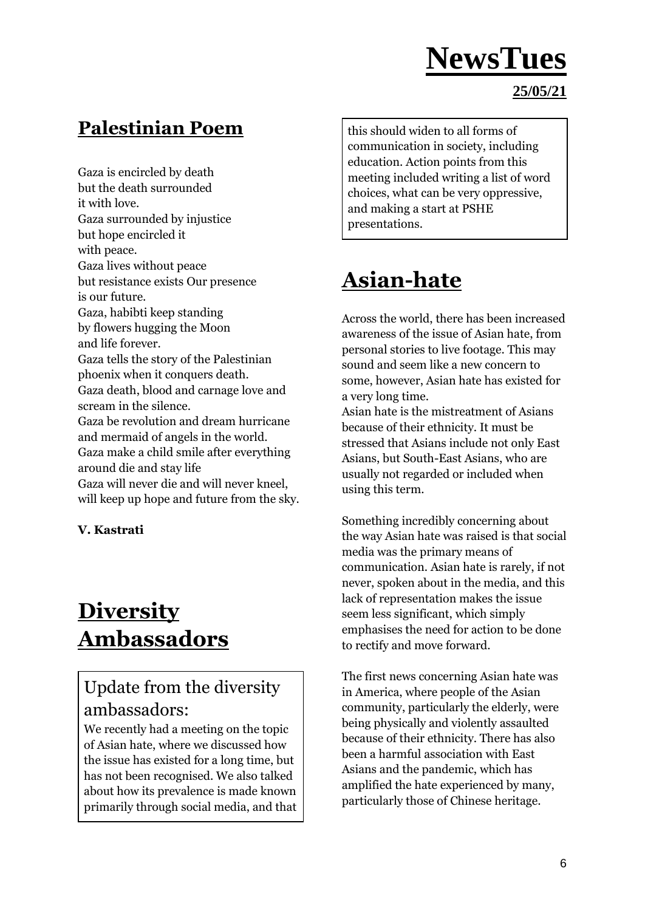# NewsTues

**25/05/21**

## Palestinian Poem

Gaza is encircled by death
but the death surrounded
it with love.
Gaza surrounded by injustice
but hope encircled it
with peace.
Gaza lives without peace
but resistance exists Our presence
is our future.
Gaza, habibti keep standing
by flowers hugging the Moon
and life forever.
Gaza tells the story of the Palestinian
phoenix when it conquers death.
Gaza death, blood and carnage love and
scream in the silence.
Gaza be revolution and dream hurricane
and mermaid of angels in the world.
Gaza make a child smile after everything
around die and stay life
Gaza will never die and will never kneel,
will keep up hope and future from the sky.

**V. Kastrati**

## Diversity Ambassadors

### Update from the diversity ambassadors:

We recently had a meeting on the topic of Asian hate, where we discussed how the issue has existed for a long time, but has not been recognised. We also talked about how its prevalence is made known primarily through social media, and that this should widen to all forms of communication in society, including education. Action points from this meeting included writing a list of word choices, what can be very oppressive, and making a start at PSHE presentations.

## Asian-hate

Across the world, there has been increased awareness of the issue of Asian hate, from personal stories to live footage. This may sound and seem like a new concern to some, however, Asian hate has existed for a very long time.
Asian hate is the mistreatment of Asians because of their ethnicity. It must be stressed that Asians include not only East Asians, but South-East Asians, who are usually not regarded or included when using this term.

Something incredibly concerning about the way Asian hate was raised is that social media was the primary means of communication. Asian hate is rarely, if not never, spoken about in the media, and this lack of representation makes the issue seem less significant, which simply emphasises the need for action to be done to rectify and move forward.

The first news concerning Asian hate was in America, where people of the Asian community, particularly the elderly, were being physically and violently assaulted because of their ethnicity. There has also been a harmful association with East Asians and the pandemic, which has amplified the hate experienced by many, particularly those of Chinese heritage.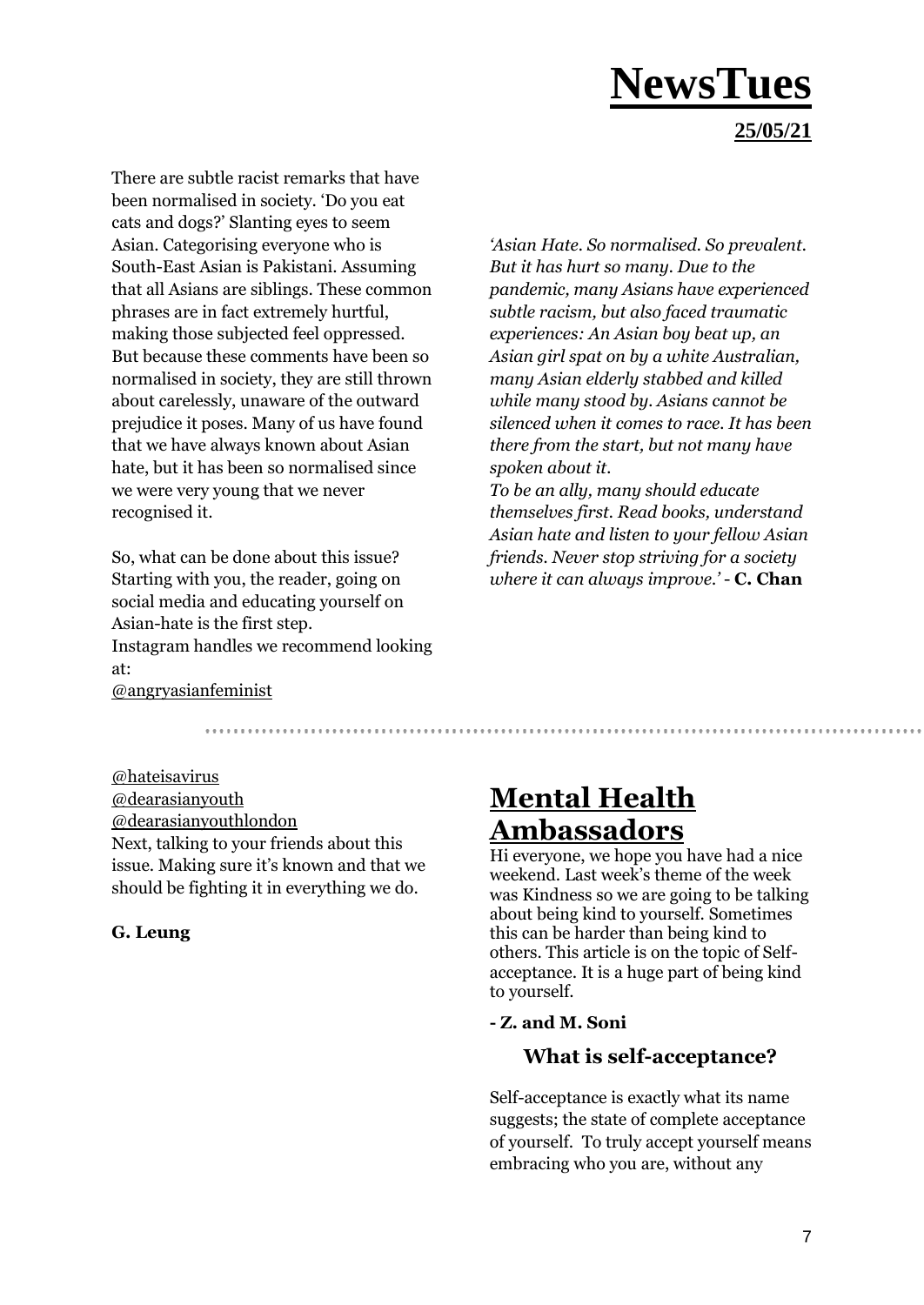There are subtle racist remarks that have been normalised in society. 'Do you eat cats and dogs?' Slanting eyes to seem Asian. Categorising everyone who is South-East Asian is Pakistani. Assuming that all Asians are siblings. These common phrases are in fact extremely hurtful, making those subjected feel oppressed. But because these comments have been so normalised in society, they are still thrown about carelessly, unaware of the outward prejudice it poses. Many of us have found that we have always known about Asian hate, but it has been so normalised since we were very young that we never recognised it.

So, what can be done about this issue? Starting with you, the reader, going on social media and educating yourself on Asian-hate is the first step.
Instagram handles we recommend looking at:
@angryasianfeminist
@hateisavirus
@dearasianyouth
@dearasianyouthlondon
Next, talking to your friends about this issue. Making sure it's known and that we should be fighting it in everything we do.

**G. Leung**

*'Asian Hate. So normalised. So prevalent. But it has hurt so many. Due to the pandemic, many Asians have experienced subtle racism, but also faced traumatic experiences: An Asian boy beat up, an Asian girl spat on by a white Australian, many Asian elderly stabbed and killed while many stood by. Asians cannot be silenced when it comes to race. It has been there from the start, but not many have spoken about it.*
*To be an ally, many should educate themselves first. Read books, understand Asian hate and listen to your fellow Asian friends. Never stop striving for a society where it can always improve.'* - **C. Chan**

## Mental Health Ambassadors

Hi everyone, we hope you have had a nice weekend. Last week's theme of the week was Kindness so we are going to be talking about being kind to yourself. Sometimes this can be harder than being kind to others. This article is on the topic of Self-acceptance. It is a huge part of being kind to yourself.

**- Z. and M. Soni**

### What is self-acceptance?

Self-acceptance is exactly what its name suggests; the state of complete acceptance of yourself. To truly accept yourself means embracing who you are, without any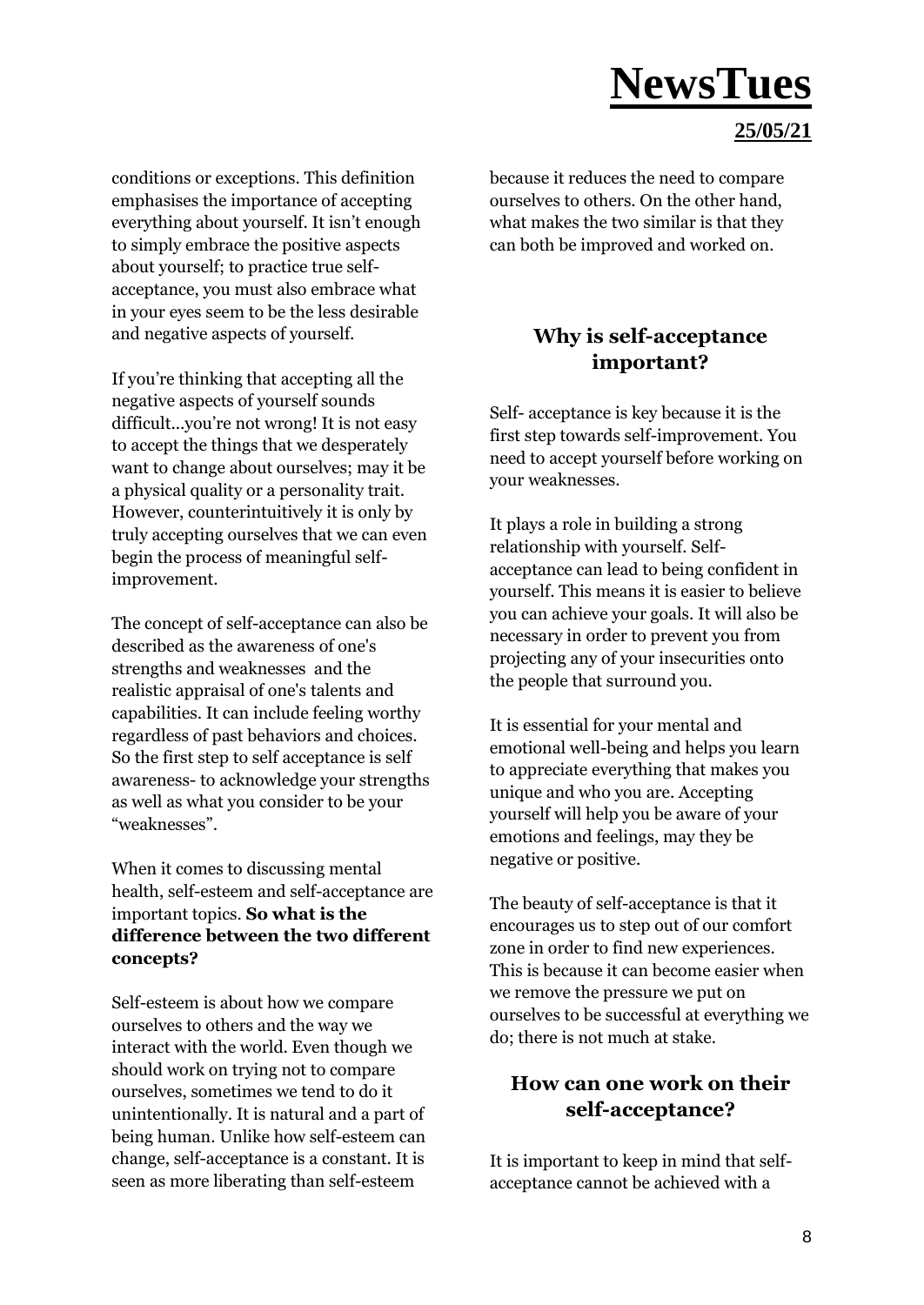conditions or exceptions. This definition emphasises the importance of accepting everything about yourself. It isn't enough to simply embrace the positive aspects about yourself; to practice true self-acceptance, you must also embrace what in your eyes seem to be the less desirable and negative aspects of yourself.

If you're thinking that accepting all the negative aspects of yourself sounds difficult...you're not wrong! It is not easy to accept the things that we desperately want to change about ourselves; may it be a physical quality or a personality trait. However, counterintuitively it is only by truly accepting ourselves that we can even begin the process of meaningful self-improvement.

The concept of self-acceptance can also be described as the awareness of one's strengths and weaknesses and the realistic appraisal of one's talents and capabilities. It can include feeling worthy regardless of past behaviors and choices. So the first step to self acceptance is self awareness- to acknowledge your strengths as well as what you consider to be your "weaknesses".

When it comes to discussing mental health, self-esteem and self-acceptance are important topics. **So what is the difference between the two different concepts?**

Self-esteem is about how we compare ourselves to others and the way we interact with the world. Even though we should work on trying not to compare ourselves, sometimes we tend to do it unintentionally. It is natural and a part of being human. Unlike how self-esteem can change, self-acceptance is a constant. It is seen as more liberating than self-esteem because it reduces the need to compare ourselves to others. On the other hand, what makes the two similar is that they can both be improved and worked on.

### Why is self-acceptance important?

Self- acceptance is key because it is the first step towards self-improvement. You need to accept yourself before working on your weaknesses.

It plays a role in building a strong relationship with yourself. Self-acceptance can lead to being confident in yourself. This means it is easier to believe you can achieve your goals. It will also be necessary in order to prevent you from projecting any of your insecurities onto the people that surround you.

It is essential for your mental and emotional well-being and helps you learn to appreciate everything that makes you unique and who you are. Accepting yourself will help you be aware of your emotions and feelings, may they be negative or positive.

The beauty of self-acceptance is that it encourages us to step out of our comfort zone in order to find new experiences. This is because it can become easier when we remove the pressure we put on ourselves to be successful at everything we do; there is not much at stake.

### How can one work on their self-acceptance?

It is important to keep in mind that self-acceptance cannot be achieved with a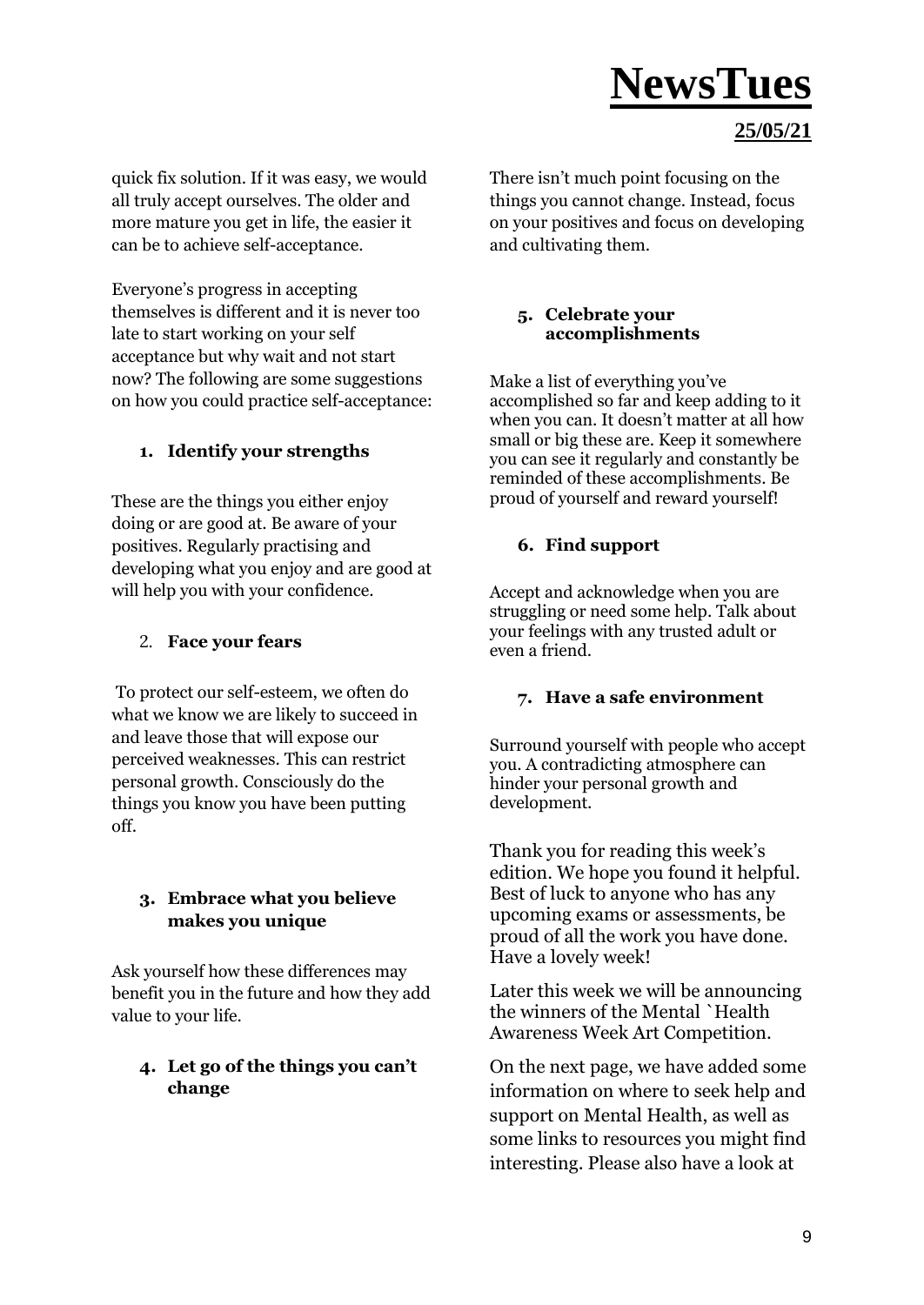quick fix solution. If it was easy, we would all truly accept ourselves. The older and more mature you get in life, the easier it can be to achieve self-acceptance.

Everyone's progress in accepting themselves is different and it is never too late to start working on your self acceptance but why wait and not start now? The following are some suggestions on how you could practice self-acceptance:

1. **Identify your strengths**

These are the things you either enjoy doing or are good at. Be aware of your positives. Regularly practising and developing what you enjoy and are good at will help you with your confidence.

2. **Face your fears**

To protect our self-esteem, we often do what we know we are likely to succeed in and leave those that will expose our perceived weaknesses. This can restrict personal growth. Consciously do the things you know you have been putting off.

3. **Embrace what you believe makes you unique**

Ask yourself how these differences may benefit you in the future and how they add value to your life.

4. **Let go of the things you can't change**

There isn't much point focusing on the things you cannot change. Instead, focus on your positives and focus on developing and cultivating them.

5. **Celebrate your accomplishments**

Make a list of everything you've accomplished so far and keep adding to it when you can. It doesn't matter at all how small or big these are. Keep it somewhere you can see it regularly and constantly be reminded of these accomplishments. Be proud of yourself and reward yourself!

6. **Find support**

Accept and acknowledge when you are struggling or need some help. Talk about your feelings with any trusted adult or even a friend.

7. **Have a safe environment**

Surround yourself with people who accept you. A contradicting atmosphere can hinder your personal growth and development.

Thank you for reading this week's edition. We hope you found it helpful. Best of luck to anyone who has any upcoming exams or assessments, be proud of all the work you have done. Have a lovely week!

Later this week we will be announcing the winners of the Mental `Health Awareness Week Art Competition.

On the next page, we have added some information on where to seek help and support on Mental Health, as well as some links to resources you might find interesting. Please also have a look at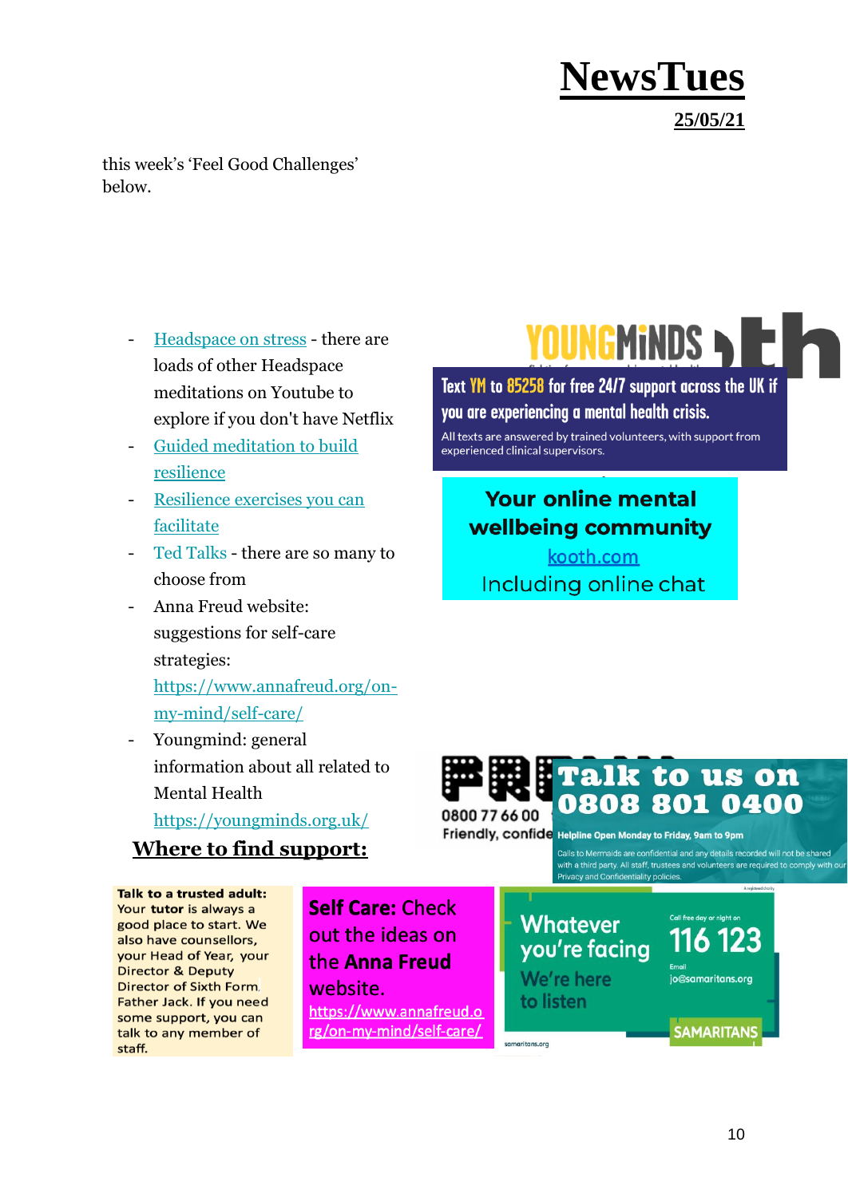# NewsTues

**25/05/21**

this week's 'Feel Good Challenges' below.

- Headspace on stress - there are loads of other Headspace meditations on Youtube to explore if you don't have Netflix
- Guided meditation to build resilience
- Resilience exercises you can facilitate
- Ted Talks - there are so many to choose from
- Anna Freud website: suggestions for self-care strategies: https://www.annafreud.org/on-my-mind/self-care/
- Youngmind: general information about all related to Mental Health https://youngminds.org.uk/

YOUNGMINDS

Text YM to 85258 for free 24/7 support across the UK if you are experiencing a mental health crisis.

All texts are answered by trained volunteers, with support from experienced clinical supervisors.

**Your online mental wellbeing community**

kooth.com

Including online chat

0800 77 66 00

Friendly, confide

**Talk to us on 0808 801 0400**

Helpline Open Monday to Friday, 9am to 9pm

Calls to Mermaids are confidential and any details recorded will not be shared with a third party. All staff, trustees and volunteers are required to comply with our Privacy and Confidentiality policies.

## Where to find support:

**Talk to a trusted adult:** Your **tutor** is always a good place to start. We also have counsellors, your Head of Year, your Director & Deputy Director of Sixth Form, Father Jack. If you need some support, you can talk to any member of staff.

**Self Care:** Check out the ideas on **the Anna Freud** website. https://www.annafreud.org/on-my-mind/self-care/

Whatever you're facing

We're here to listen

Call free day or night on

116 123

Email

jo@samaritans.org

SAMARITANS

samaritans.org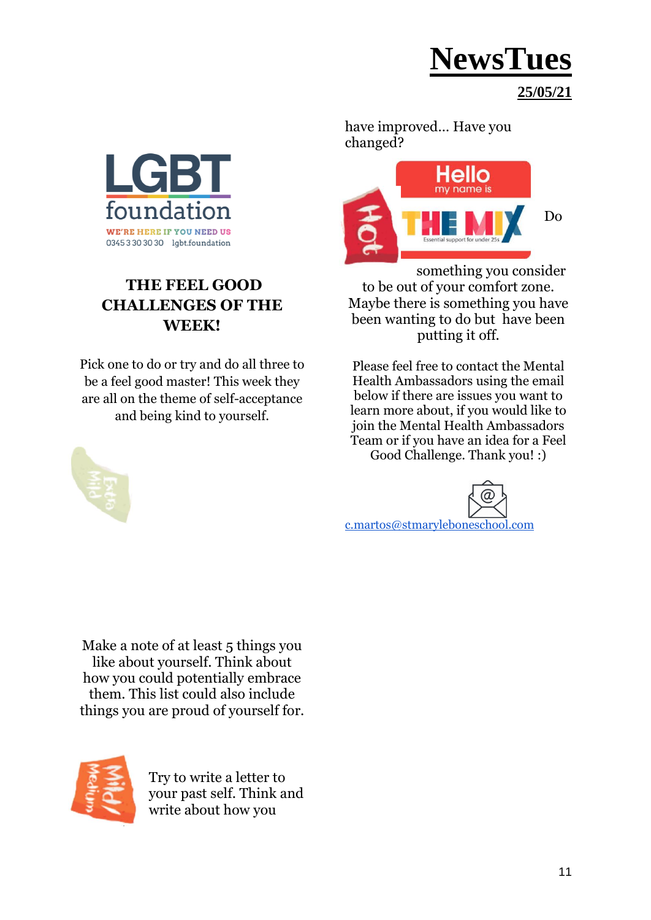# NewsTues

**25/05/21**

LGBT foundation
WE'RE HERE IF YOU NEED US
0345 3 30 30 30 lgbt.foundation

## THE FEEL GOOD CHALLENGES OF THE WEEK!

Pick one to do or try and do all three to be a feel good master! This week they are all on the theme of self-acceptance and being kind to yourself.

Extra Mild

Make a note of at least 5 things you like about yourself. Think about how you could potentially embrace them. This list could also include things you are proud of yourself for.

Mild/ Medium

Try to write a letter to your past self. Think and write about how you have improved... Have you changed?

Hot

Hello my name is THE MIX Essential support for under 25s

Do something you consider to be out of your comfort zone. Maybe there is something you have been wanting to do but have been putting it off.

Please feel free to contact the Mental Health Ambassadors using the email below if there are issues you want to learn more about, if you would like to join the Mental Health Ambassadors Team or if you have an idea for a Feel Good Challenge. Thank you! :)

c.martos@stmaryleboneschool.com